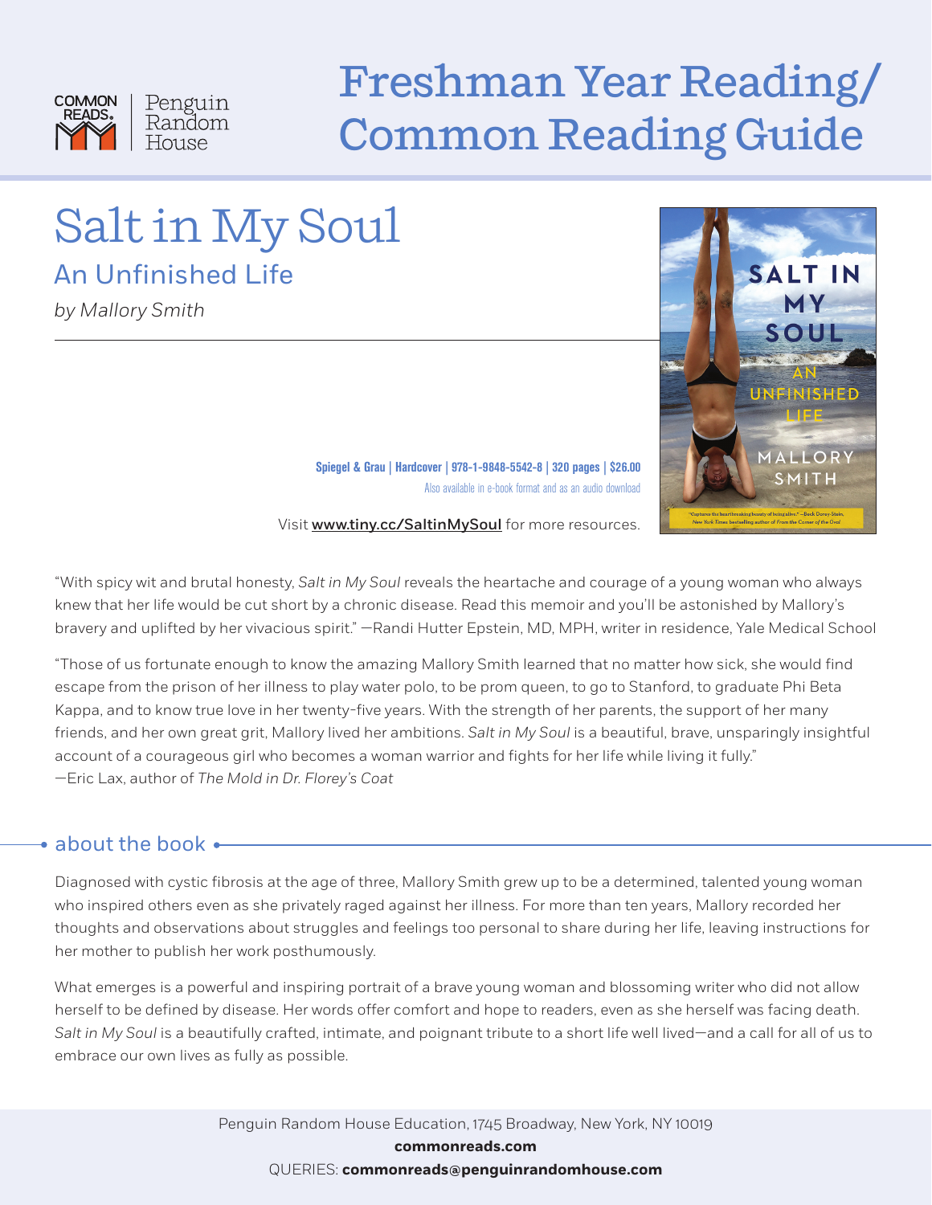COMMON READS. | Penguin Random House

# Freshman Year Reading/ Common Reading Guide

# Salt in My Soul

## An Unfinished Life

*by Mallory Smith*

**Spiegel & Grau | Hardcover | 978-1-9848-5542-8 | 320 pages | $26.00**

Also available in e-book format and as an audio download

Visit **www.tiny.cc/SaltinMySoul** for more resources.

"With spicy wit and brutal honesty, *Salt in My Soul* reveals the heartache and courage of a young woman who always knew that her life would be cut short by a chronic disease. Read this memoir and you'll be astonished by Mallory's bravery and uplifted by her vivacious spirit." —Randi Hutter Epstein, MD, MPH, writer in residence, Yale Medical School

"Those of us fortunate enough to know the amazing Mallory Smith learned that no matter how sick, she would find escape from the prison of her illness to play water polo, to be prom queen, to go to Stanford, to graduate Phi Beta Kappa, and to know true love in her twenty-five years. With the strength of her parents, the support of her many friends, and her own great grit, Mallory lived her ambitions. *Salt in My Soul* is a beautiful, brave, unsparingly insightful account of a courageous girl who becomes a woman warrior and fights for her life while living it fully." —Eric Lax, author of *The Mold in Dr. Florey's Coat*

## about the book

Diagnosed with cystic fibrosis at the age of three, Mallory Smith grew up to be a determined, talented young woman who inspired others even as she privately raged against her illness. For more than ten years, Mallory recorded her thoughts and observations about struggles and feelings too personal to share during her life, leaving instructions for her mother to publish her work posthumously.

What emerges is a powerful and inspiring portrait of a brave young woman and blossoming writer who did not allow herself to be defined by disease. Her words offer comfort and hope to readers, even as she herself was facing death. *Salt in My Soul* is a beautifully crafted, intimate, and poignant tribute to a short life well lived—and a call for all of us to embrace our own lives as fully as possible.

Penguin Random House Education, 1745 Broadway, New York, NY 10019

**commonreads.com**

QUERIES: **commonreads@penguinrandomhouse.com**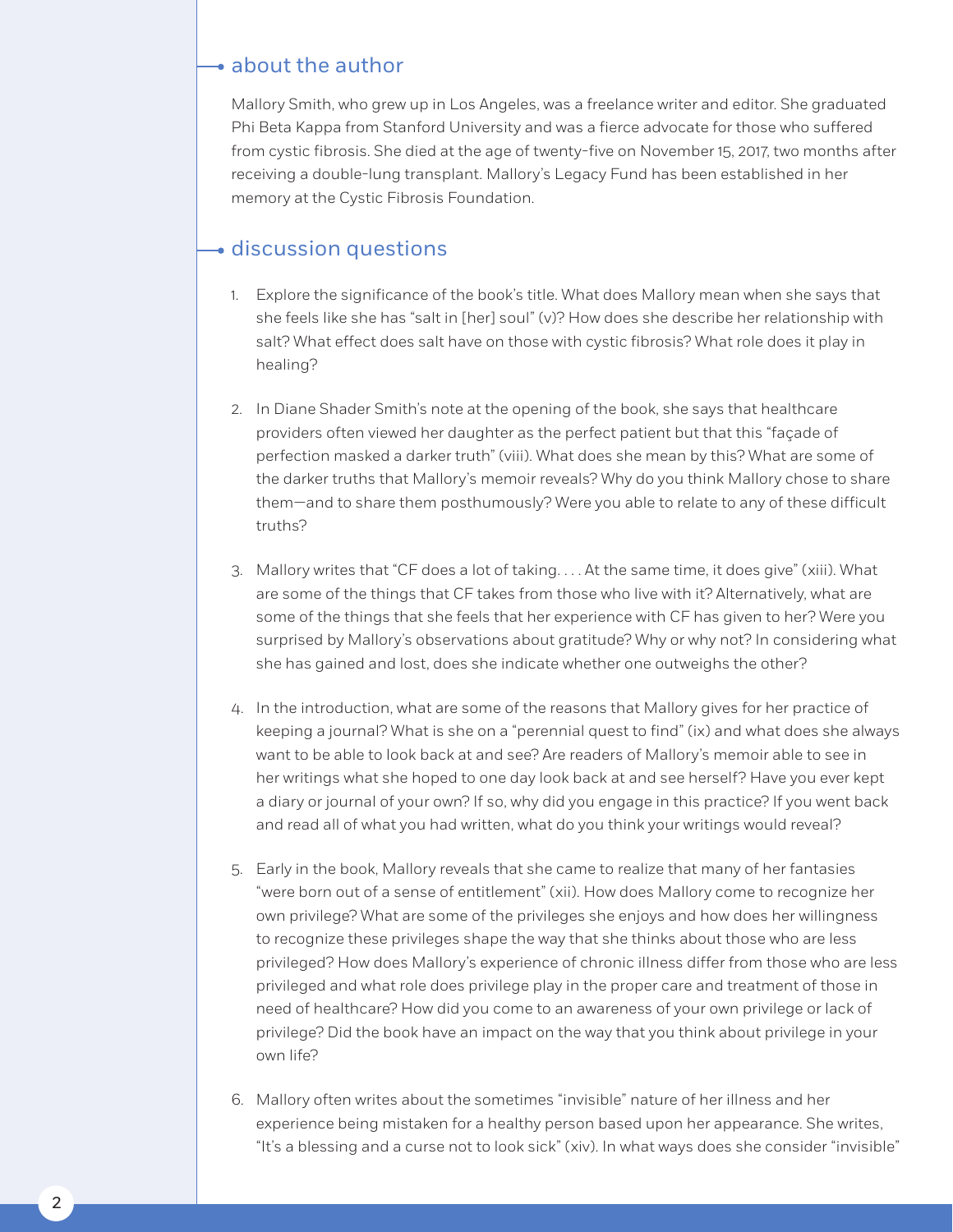## about the author

Mallory Smith, who grew up in Los Angeles, was a freelance writer and editor. She graduated Phi Beta Kappa from Stanford University and was a fierce advocate for those who suffered from cystic fibrosis. She died at the age of twenty-five on November 15, 2017, two months after receiving a double-lung transplant. Mallory's Legacy Fund has been established in her memory at the Cystic Fibrosis Foundation.

## discussion questions

1. Explore the significance of the book's title. What does Mallory mean when she says that she feels like she has "salt in [her] soul" (v)? How does she describe her relationship with salt? What effect does salt have on those with cystic fibrosis? What role does it play in healing?

2. In Diane Shader Smith's note at the opening of the book, she says that healthcare providers often viewed her daughter as the perfect patient but that this "façade of perfection masked a darker truth" (viii). What does she mean by this? What are some of the darker truths that Mallory's memoir reveals? Why do you think Mallory chose to share them—and to share them posthumously? Were you able to relate to any of these difficult truths?

3. Mallory writes that "CF does a lot of taking. . . . At the same time, it does give" (xiii). What are some of the things that CF takes from those who live with it? Alternatively, what are some of the things that she feels that her experience with CF has given to her? Were you surprised by Mallory's observations about gratitude? Why or why not? In considering what she has gained and lost, does she indicate whether one outweighs the other?

4. In the introduction, what are some of the reasons that Mallory gives for her practice of keeping a journal? What is she on a "perennial quest to find" (ix) and what does she always want to be able to look back at and see? Are readers of Mallory's memoir able to see in her writings what she hoped to one day look back at and see herself? Have you ever kept a diary or journal of your own? If so, why did you engage in this practice? If you went back and read all of what you had written, what do you think your writings would reveal?

5. Early in the book, Mallory reveals that she came to realize that many of her fantasies "were born out of a sense of entitlement" (xii). How does Mallory come to recognize her own privilege? What are some of the privileges she enjoys and how does her willingness to recognize these privileges shape the way that she thinks about those who are less privileged? How does Mallory's experience of chronic illness differ from those who are less privileged and what role does privilege play in the proper care and treatment of those in need of healthcare? How did you come to an awareness of your own privilege or lack of privilege? Did the book have an impact on the way that you think about privilege in your own life?

6. Mallory often writes about the sometimes "invisible" nature of her illness and her experience being mistaken for a healthy person based upon her appearance. She writes, "It's a blessing and a curse not to look sick" (xiv). In what ways does she consider "invisible"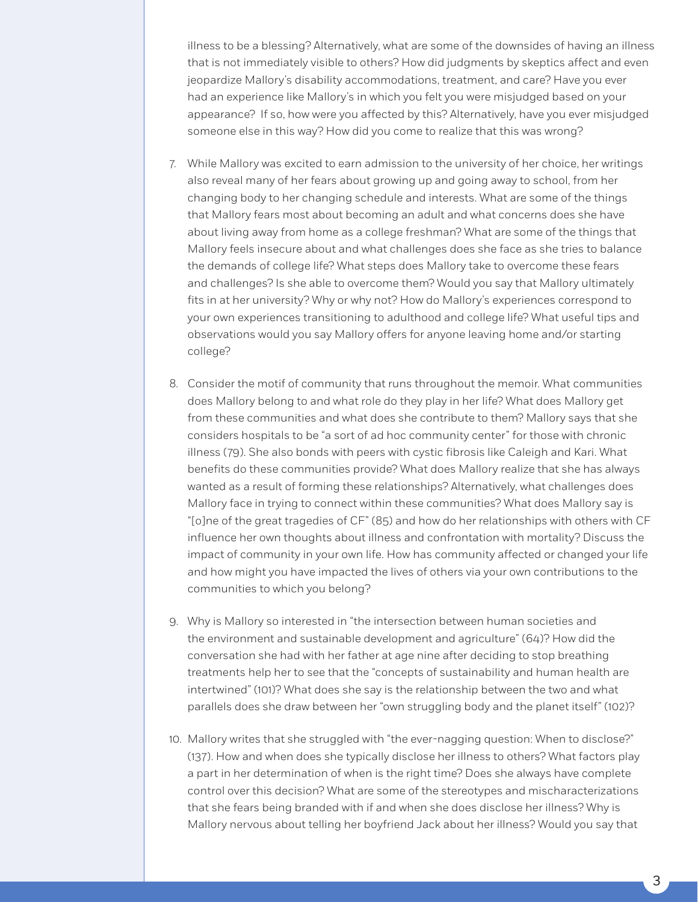illness to be a blessing? Alternatively, what are some of the downsides of having an illness that is not immediately visible to others? How did judgments by skeptics affect and even jeopardize Mallory's disability accommodations, treatment, and care? Have you ever had an experience like Mallory's in which you felt you were misjudged based on your appearance? If so, how were you affected by this? Alternatively, have you ever misjudged someone else in this way? How did you come to realize that this was wrong?

7. While Mallory was excited to earn admission to the university of her choice, her writings also reveal many of her fears about growing up and going away to school, from her changing body to her changing schedule and interests. What are some of the things that Mallory fears most about becoming an adult and what concerns does she have about living away from home as a college freshman? What are some of the things that Mallory feels insecure about and what challenges does she face as she tries to balance the demands of college life? What steps does Mallory take to overcome these fears and challenges? Is she able to overcome them? Would you say that Mallory ultimately fits in at her university? Why or why not? How do Mallory's experiences correspond to your own experiences transitioning to adulthood and college life? What useful tips and observations would you say Mallory offers for anyone leaving home and/or starting college?

8. Consider the motif of community that runs throughout the memoir. What communities does Mallory belong to and what role do they play in her life? What does Mallory get from these communities and what does she contribute to them? Mallory says that she considers hospitals to be "a sort of ad hoc community center" for those with chronic illness (79). She also bonds with peers with cystic fibrosis like Caleigh and Kari. What benefits do these communities provide? What does Mallory realize that she has always wanted as a result of forming these relationships? Alternatively, what challenges does Mallory face in trying to connect within these communities? What does Mallory say is "[o]ne of the great tragedies of CF" (85) and how do her relationships with others with CF influence her own thoughts about illness and confrontation with mortality? Discuss the impact of community in your own life. How has community affected or changed your life and how might you have impacted the lives of others via your own contributions to the communities to which you belong?

9. Why is Mallory so interested in "the intersection between human societies and the environment and sustainable development and agriculture" (64)? How did the conversation she had with her father at age nine after deciding to stop breathing treatments help her to see that the "concepts of sustainability and human health are intertwined" (101)? What does she say is the relationship between the two and what parallels does she draw between her "own struggling body and the planet itself" (102)?

10. Mallory writes that she struggled with "the ever-nagging question: When to disclose?" (137). How and when does she typically disclose her illness to others? What factors play a part in her determination of when is the right time? Does she always have complete control over this decision? What are some of the stereotypes and mischaracterizations that she fears being branded with if and when she does disclose her illness? Why is Mallory nervous about telling her boyfriend Jack about her illness? Would you say that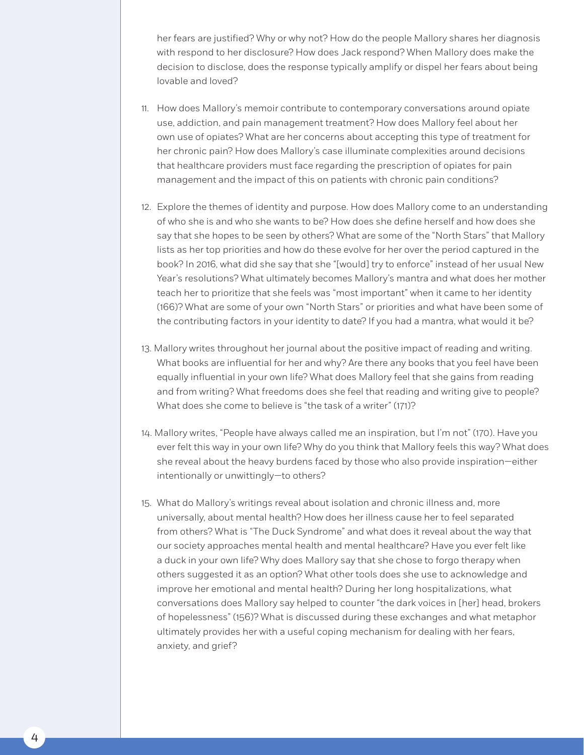her fears are justified? Why or why not? How do the people Mallory shares her diagnosis with respond to her disclosure? How does Jack respond? When Mallory does make the decision to disclose, does the response typically amplify or dispel her fears about being lovable and loved?

11. How does Mallory's memoir contribute to contemporary conversations around opiate use, addiction, and pain management treatment? How does Mallory feel about her own use of opiates? What are her concerns about accepting this type of treatment for her chronic pain? How does Mallory's case illuminate complexities around decisions that healthcare providers must face regarding the prescription of opiates for pain management and the impact of this on patients with chronic pain conditions?

12. Explore the themes of identity and purpose. How does Mallory come to an understanding of who she is and who she wants to be? How does she define herself and how does she say that she hopes to be seen by others? What are some of the "North Stars" that Mallory lists as her top priorities and how do these evolve for her over the period captured in the book? In 2016, what did she say that she "[would] try to enforce" instead of her usual New Year's resolutions? What ultimately becomes Mallory's mantra and what does her mother teach her to prioritize that she feels was "most important" when it came to her identity (166)? What are some of your own "North Stars" or priorities and what have been some of the contributing factors in your identity to date? If you had a mantra, what would it be?

13. Mallory writes throughout her journal about the positive impact of reading and writing. What books are influential for her and why? Are there any books that you feel have been equally influential in your own life? What does Mallory feel that she gains from reading and from writing? What freedoms does she feel that reading and writing give to people? What does she come to believe is "the task of a writer" (171)?

14. Mallory writes, "People have always called me an inspiration, but I'm not" (170). Have you ever felt this way in your own life? Why do you think that Mallory feels this way? What does she reveal about the heavy burdens faced by those who also provide inspiration—either intentionally or unwittingly—to others?

15. What do Mallory's writings reveal about isolation and chronic illness and, more universally, about mental health? How does her illness cause her to feel separated from others? What is "The Duck Syndrome" and what does it reveal about the way that our society approaches mental health and mental healthcare? Have you ever felt like a duck in your own life? Why does Mallory say that she chose to forgo therapy when others suggested it as an option? What other tools does she use to acknowledge and improve her emotional and mental health? During her long hospitalizations, what conversations does Mallory say helped to counter "the dark voices in [her] head, brokers of hopelessness" (156)? What is discussed during these exchanges and what metaphor ultimately provides her with a useful coping mechanism for dealing with her fears, anxiety, and grief?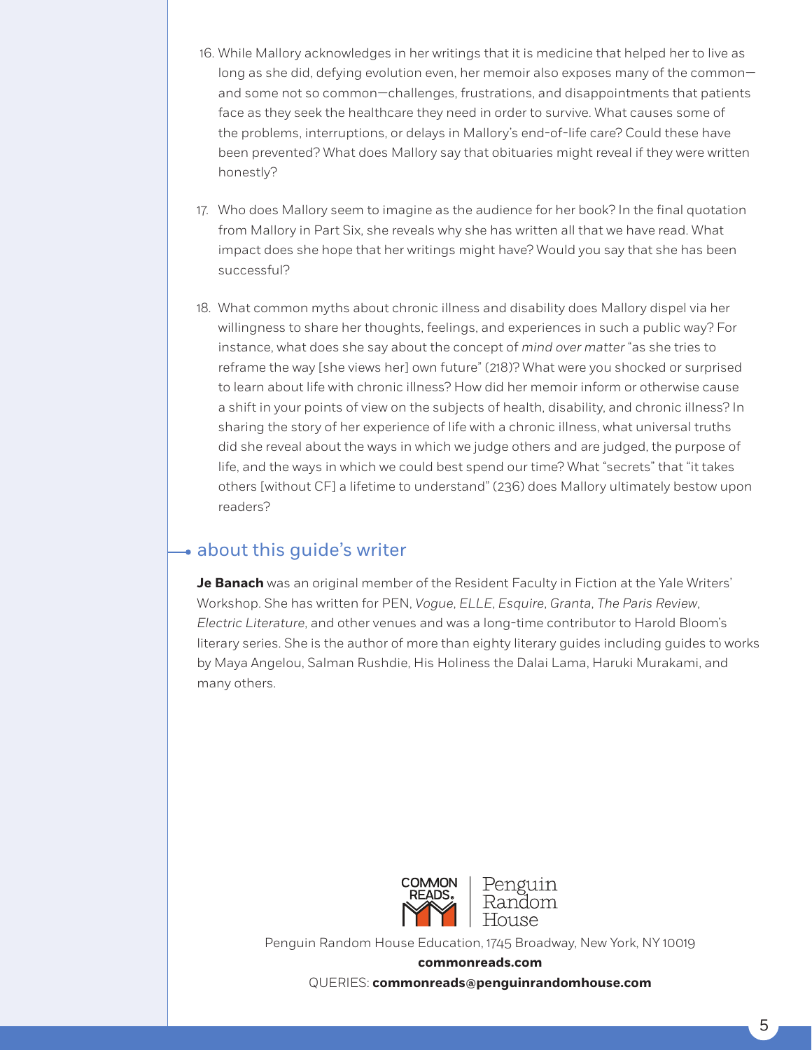16. While Mallory acknowledges in her writings that it is medicine that helped her to live as long as she did, defying evolution even, her memoir also exposes many of the common—and some not so common—challenges, frustrations, and disappointments that patients face as they seek the healthcare they need in order to survive. What causes some of the problems, interruptions, or delays in Mallory's end-of-life care? Could these have been prevented? What does Mallory say that obituaries might reveal if they were written honestly?

17. Who does Mallory seem to imagine as the audience for her book? In the final quotation from Mallory in Part Six, she reveals why she has written all that we have read. What impact does she hope that her writings might have? Would you say that she has been successful?

18. What common myths about chronic illness and disability does Mallory dispel via her willingness to share her thoughts, feelings, and experiences in such a public way? For instance, what does she say about the concept of *mind over matter* "as she tries to reframe the way [she views her] own future" (218)? What were you shocked or surprised to learn about life with chronic illness? How did her memoir inform or otherwise cause a shift in your points of view on the subjects of health, disability, and chronic illness? In sharing the story of her experience of life with a chronic illness, what universal truths did she reveal about the ways in which we judge others and are judged, the purpose of life, and the ways in which we could best spend our time? What "secrets" that "it takes others [without CF] a lifetime to understand" (236) does Mallory ultimately bestow upon readers?

## about this guide's writer

**Je Banach** was an original member of the Resident Faculty in Fiction at the Yale Writers' Workshop. She has written for PEN, *Vogue*, *ELLE*, *Esquire*, *Granta*, *The Paris Review*, *Electric Literature*, and other venues and was a long-time contributor to Harold Bloom's literary series. She is the author of more than eighty literary guides including guides to works by Maya Angelou, Salman Rushdie, His Holiness the Dalai Lama, Haruki Murakami, and many others.

COMMON READS. | Penguin Random House

Penguin Random House Education, 1745 Broadway, New York, NY 10019

**commonreads.com**

QUERIES: **commonreads@penguinrandomhouse.com**